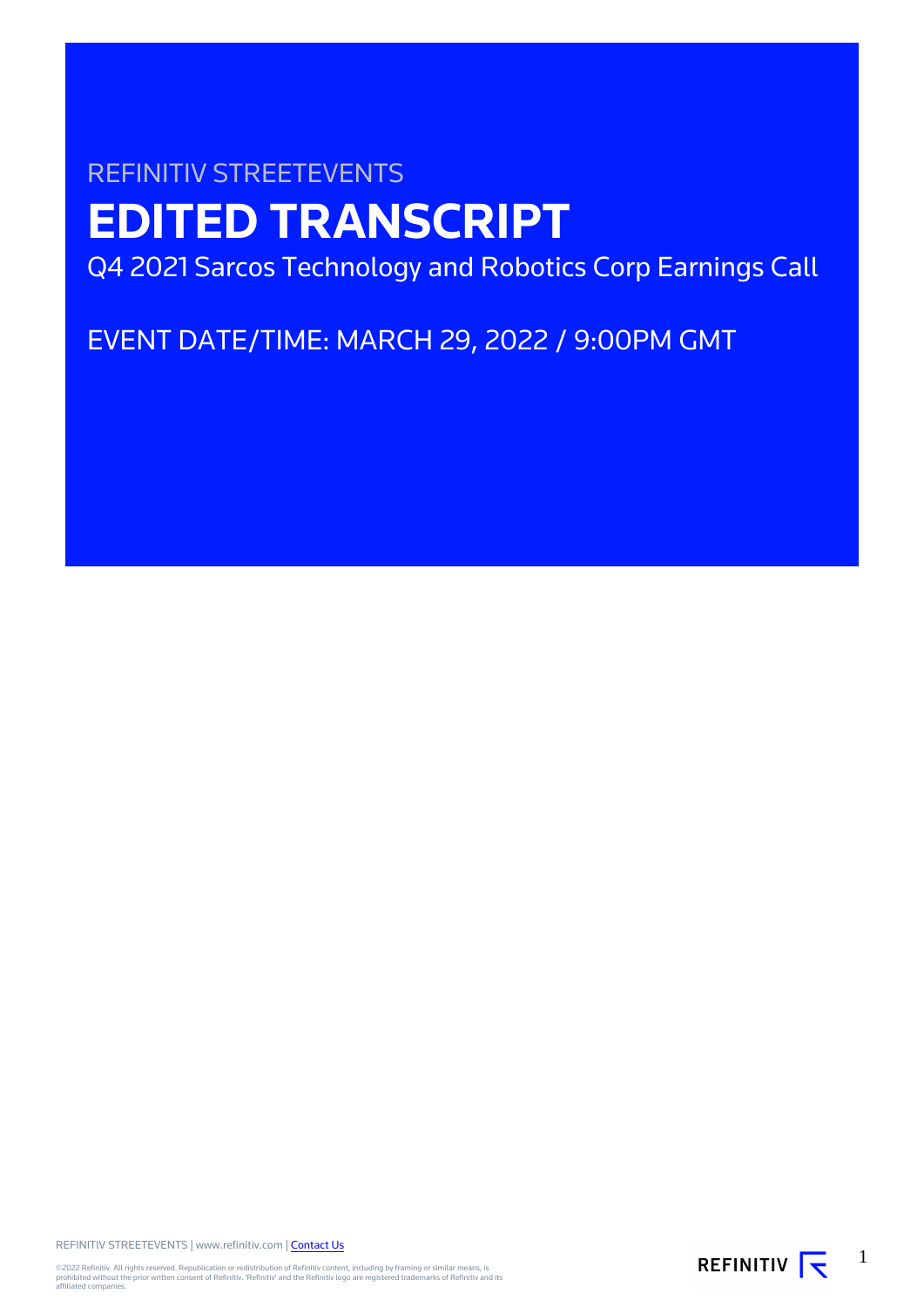REFINITIV STREETEVENTS

# EDITED TRANSCRIPT

Q4 2021 Sarcos Technology and Robotics Corp Earnings Call

EVENT DATE/TIME: MARCH 29, 2022 / 9:00PM GMT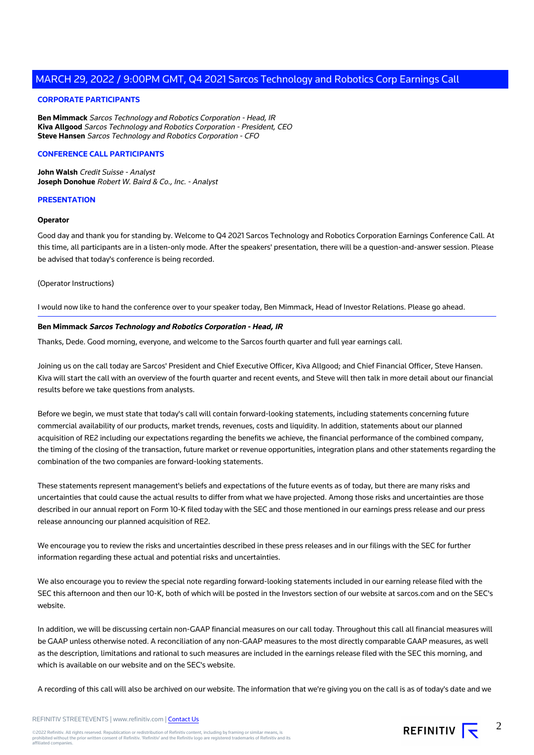## CORPORATE PARTICIPANTS

**Ben Mimmack** *Sarcos Technology and Robotics Corporation - Head, IR*
**Kiva Allgood** *Sarcos Technology and Robotics Corporation - President, CEO*
**Steve Hansen** *Sarcos Technology and Robotics Corporation - CFO*

## CONFERENCE CALL PARTICIPANTS

**John Walsh** *Credit Suisse - Analyst*
**Joseph Donohue** *Robert W. Baird & Co., Inc. - Analyst*

## PRESENTATION

### Operator

Good day and thank you for standing by. Welcome to Q4 2021 Sarcos Technology and Robotics Corporation Earnings Conference Call. At this time, all participants are in a listen-only mode. After the speakers' presentation, there will be a question-and-answer session. Please be advised that today's conference is being recorded.

(Operator Instructions)

I would now like to hand the conference over to your speaker today, Ben Mimmack, Head of Investor Relations. Please go ahead.

---

### Ben Mimmack *Sarcos Technology and Robotics Corporation - Head, IR*

Thanks, Dede. Good morning, everyone, and welcome to the Sarcos fourth quarter and full year earnings call.

Joining us on the call today are Sarcos' President and Chief Executive Officer, Kiva Allgood; and Chief Financial Officer, Steve Hansen. Kiva will start the call with an overview of the fourth quarter and recent events, and Steve will then talk in more detail about our financial results before we take questions from analysts.

Before we begin, we must state that today's call will contain forward-looking statements, including statements concerning future commercial availability of our products, market trends, revenues, costs and liquidity. In addition, statements about our planned acquisition of RE2 including our expectations regarding the benefits we achieve, the financial performance of the combined company, the timing of the closing of the transaction, future market or revenue opportunities, integration plans and other statements regarding the combination of the two companies are forward-looking statements.

These statements represent management's beliefs and expectations of the future events as of today, but there are many risks and uncertainties that could cause the actual results to differ from what we have projected. Among those risks and uncertainties are those described in our annual report on Form 10-K filed today with the SEC and those mentioned in our earnings press release and our press release announcing our planned acquisition of RE2.

We encourage you to review the risks and uncertainties described in these press releases and in our filings with the SEC for further information regarding these actual and potential risks and uncertainties.

We also encourage you to review the special note regarding forward-looking statements included in our earning release filed with the SEC this afternoon and then our 10-K, both of which will be posted in the Investors section of our website at sarcos.com and on the SEC's website.

In addition, we will be discussing certain non-GAAP financial measures on our call today. Throughout this call all financial measures will be GAAP unless otherwise noted. A reconciliation of any non-GAAP measures to the most directly comparable GAAP measures, as well as the description, limitations and rational to such measures are included in the earnings release filed with the SEC this morning, and which is available on our website and on the SEC's website.

A recording of this call will also be archived on our website. The information that we're giving you on the call is as of today's date and we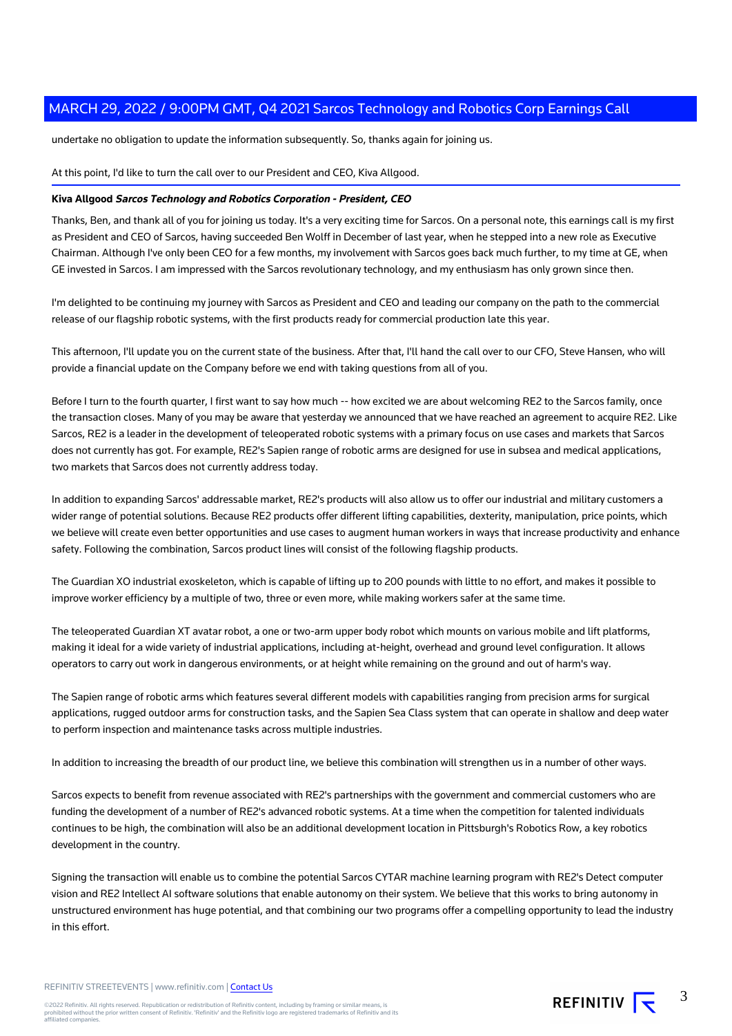undertake no obligation to update the information subsequently. So, thanks again for joining us.

At this point, I'd like to turn the call over to our President and CEO, Kiva Allgood.

**Kiva Allgood** ***Sarcos Technology and Robotics Corporation - President, CEO***

Thanks, Ben, and thank all of you for joining us today. It's a very exciting time for Sarcos. On a personal note, this earnings call is my first as President and CEO of Sarcos, having succeeded Ben Wolff in December of last year, when he stepped into a new role as Executive Chairman. Although I've only been CEO for a few months, my involvement with Sarcos goes back much further, to my time at GE, when GE invested in Sarcos. I am impressed with the Sarcos revolutionary technology, and my enthusiasm has only grown since then.

I'm delighted to be continuing my journey with Sarcos as President and CEO and leading our company on the path to the commercial release of our flagship robotic systems, with the first products ready for commercial production late this year.

This afternoon, I'll update you on the current state of the business. After that, I'll hand the call over to our CFO, Steve Hansen, who will provide a financial update on the Company before we end with taking questions from all of you.

Before I turn to the fourth quarter, I first want to say how much -- how excited we are about welcoming RE2 to the Sarcos family, once the transaction closes. Many of you may be aware that yesterday we announced that we have reached an agreement to acquire RE2. Like Sarcos, RE2 is a leader in the development of teleoperated robotic systems with a primary focus on use cases and markets that Sarcos does not currently has got. For example, RE2's Sapien range of robotic arms are designed for use in subsea and medical applications, two markets that Sarcos does not currently address today.

In addition to expanding Sarcos' addressable market, RE2's products will also allow us to offer our industrial and military customers a wider range of potential solutions. Because RE2 products offer different lifting capabilities, dexterity, manipulation, price points, which we believe will create even better opportunities and use cases to augment human workers in ways that increase productivity and enhance safety. Following the combination, Sarcos product lines will consist of the following flagship products.

The Guardian XO industrial exoskeleton, which is capable of lifting up to 200 pounds with little to no effort, and makes it possible to improve worker efficiency by a multiple of two, three or even more, while making workers safer at the same time.

The teleoperated Guardian XT avatar robot, a one or two-arm upper body robot which mounts on various mobile and lift platforms, making it ideal for a wide variety of industrial applications, including at-height, overhead and ground level configuration. It allows operators to carry out work in dangerous environments, or at height while remaining on the ground and out of harm's way.

The Sapien range of robotic arms which features several different models with capabilities ranging from precision arms for surgical applications, rugged outdoor arms for construction tasks, and the Sapien Sea Class system that can operate in shallow and deep water to perform inspection and maintenance tasks across multiple industries.

In addition to increasing the breadth of our product line, we believe this combination will strengthen us in a number of other ways.

Sarcos expects to benefit from revenue associated with RE2's partnerships with the government and commercial customers who are funding the development of a number of RE2's advanced robotic systems. At a time when the competition for talented individuals continues to be high, the combination will also be an additional development location in Pittsburgh's Robotics Row, a key robotics development in the country.

Signing the transaction will enable us to combine the potential Sarcos CYTAR machine learning program with RE2's Detect computer vision and RE2 Intellect AI software solutions that enable autonomy on their system. We believe that this works to bring autonomy in unstructured environment has huge potential, and that combining our two programs offer a compelling opportunity to lead the industry in this effort.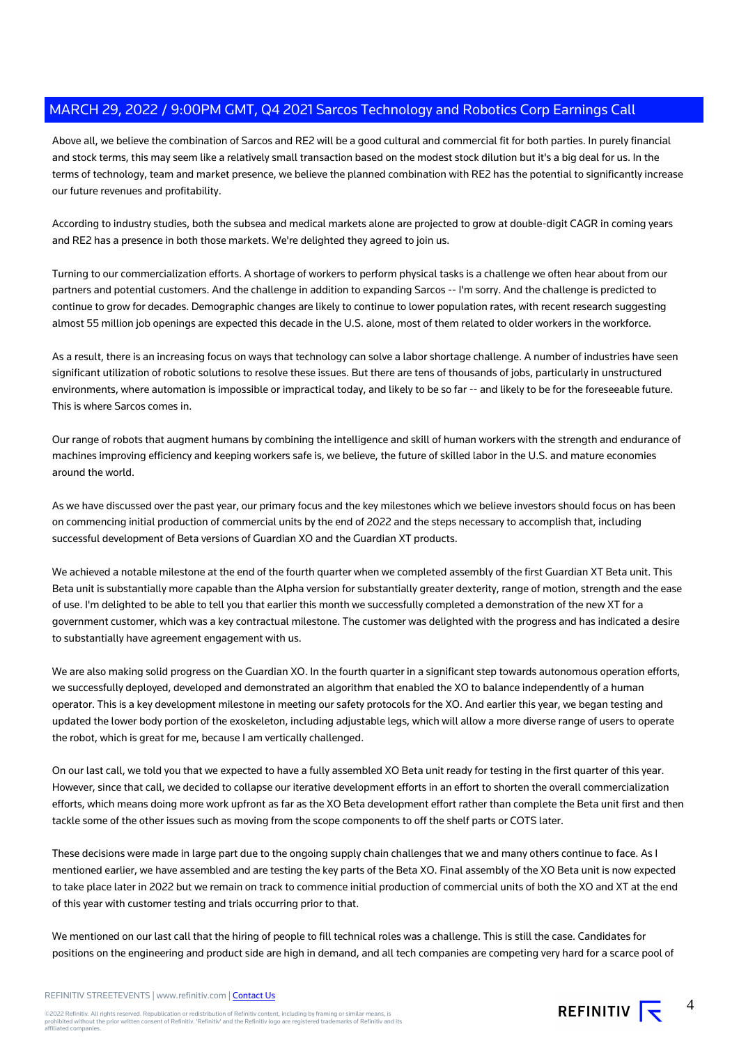Above all, we believe the combination of Sarcos and RE2 will be a good cultural and commercial fit for both parties. In purely financial and stock terms, this may seem like a relatively small transaction based on the modest stock dilution but it's a big deal for us. In the terms of technology, team and market presence, we believe the planned combination with RE2 has the potential to significantly increase our future revenues and profitability.

According to industry studies, both the subsea and medical markets alone are projected to grow at double-digit CAGR in coming years and RE2 has a presence in both those markets. We're delighted they agreed to join us.

Turning to our commercialization efforts. A shortage of workers to perform physical tasks is a challenge we often hear about from our partners and potential customers. And the challenge in addition to expanding Sarcos -- I'm sorry. And the challenge is predicted to continue to grow for decades. Demographic changes are likely to continue to lower population rates, with recent research suggesting almost 55 million job openings are expected this decade in the U.S. alone, most of them related to older workers in the workforce.

As a result, there is an increasing focus on ways that technology can solve a labor shortage challenge. A number of industries have seen significant utilization of robotic solutions to resolve these issues. But there are tens of thousands of jobs, particularly in unstructured environments, where automation is impossible or impractical today, and likely to be so far -- and likely to be for the foreseeable future. This is where Sarcos comes in.

Our range of robots that augment humans by combining the intelligence and skill of human workers with the strength and endurance of machines improving efficiency and keeping workers safe is, we believe, the future of skilled labor in the U.S. and mature economies around the world.

As we have discussed over the past year, our primary focus and the key milestones which we believe investors should focus on has been on commencing initial production of commercial units by the end of 2022 and the steps necessary to accomplish that, including successful development of Beta versions of Guardian XO and the Guardian XT products.

We achieved a notable milestone at the end of the fourth quarter when we completed assembly of the first Guardian XT Beta unit. This Beta unit is substantially more capable than the Alpha version for substantially greater dexterity, range of motion, strength and the ease of use. I'm delighted to be able to tell you that earlier this month we successfully completed a demonstration of the new XT for a government customer, which was a key contractual milestone. The customer was delighted with the progress and has indicated a desire to substantially have agreement engagement with us.

We are also making solid progress on the Guardian XO. In the fourth quarter in a significant step towards autonomous operation efforts, we successfully deployed, developed and demonstrated an algorithm that enabled the XO to balance independently of a human operator. This is a key development milestone in meeting our safety protocols for the XO. And earlier this year, we began testing and updated the lower body portion of the exoskeleton, including adjustable legs, which will allow a more diverse range of users to operate the robot, which is great for me, because I am vertically challenged.

On our last call, we told you that we expected to have a fully assembled XO Beta unit ready for testing in the first quarter of this year. However, since that call, we decided to collapse our iterative development efforts in an effort to shorten the overall commercialization efforts, which means doing more work upfront as far as the XO Beta development effort rather than complete the Beta unit first and then tackle some of the other issues such as moving from the scope components to off the shelf parts or COTS later.

These decisions were made in large part due to the ongoing supply chain challenges that we and many others continue to face. As I mentioned earlier, we have assembled and are testing the key parts of the Beta XO. Final assembly of the XO Beta unit is now expected to take place later in 2022 but we remain on track to commence initial production of commercial units of both the XO and XT at the end of this year with customer testing and trials occurring prior to that.

We mentioned on our last call that the hiring of people to fill technical roles was a challenge. This is still the case. Candidates for positions on the engineering and product side are high in demand, and all tech companies are competing very hard for a scarce pool of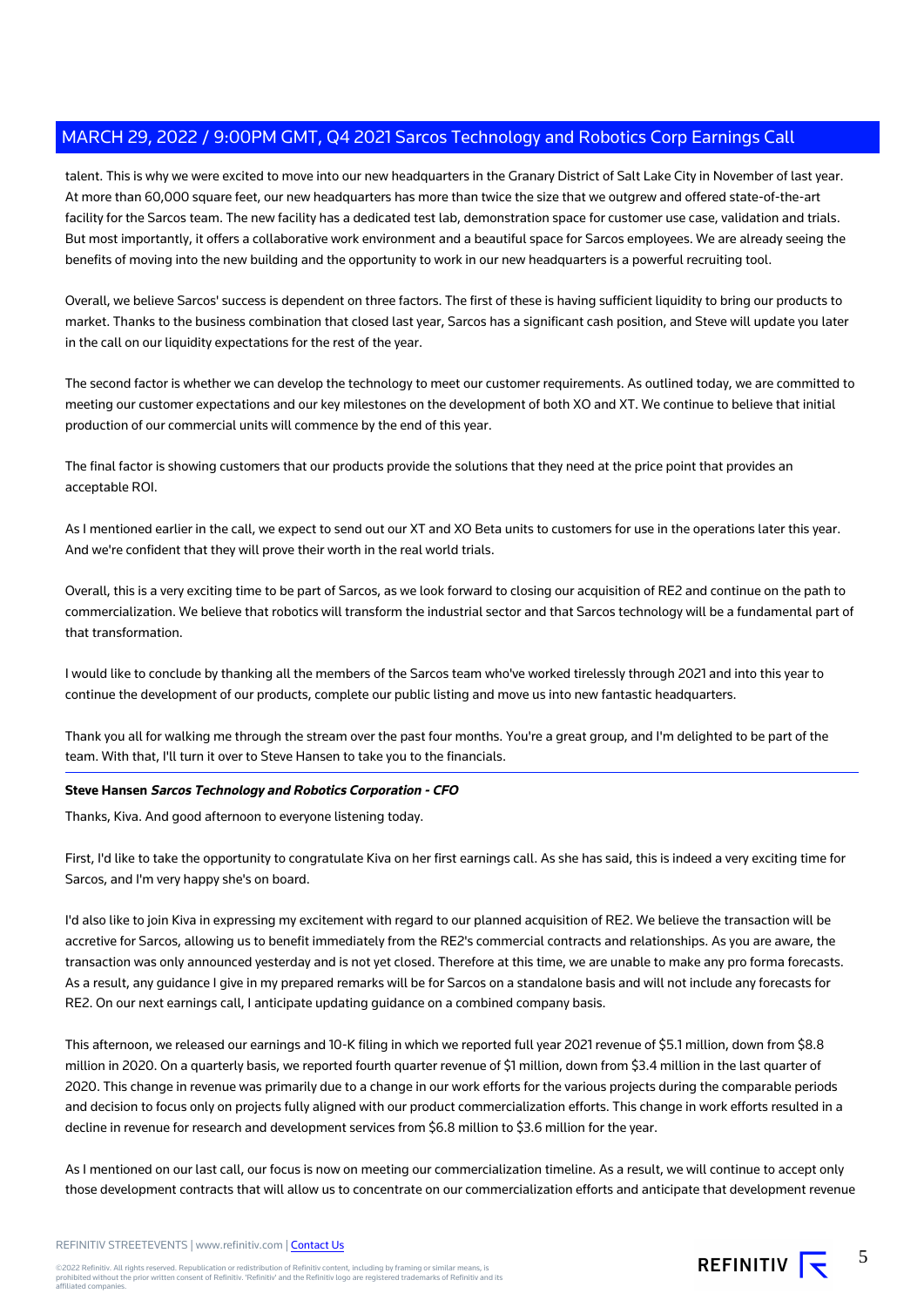talent. This is why we were excited to move into our new headquarters in the Granary District of Salt Lake City in November of last year. At more than 60,000 square feet, our new headquarters has more than twice the size that we outgrew and offered state-of-the-art facility for the Sarcos team. The new facility has a dedicated test lab, demonstration space for customer use case, validation and trials. But most importantly, it offers a collaborative work environment and a beautiful space for Sarcos employees. We are already seeing the benefits of moving into the new building and the opportunity to work in our new headquarters is a powerful recruiting tool.

Overall, we believe Sarcos' success is dependent on three factors. The first of these is having sufficient liquidity to bring our products to market. Thanks to the business combination that closed last year, Sarcos has a significant cash position, and Steve will update you later in the call on our liquidity expectations for the rest of the year.

The second factor is whether we can develop the technology to meet our customer requirements. As outlined today, we are committed to meeting our customer expectations and our key milestones on the development of both XO and XT. We continue to believe that initial production of our commercial units will commence by the end of this year.

The final factor is showing customers that our products provide the solutions that they need at the price point that provides an acceptable ROI.

As I mentioned earlier in the call, we expect to send out our XT and XO Beta units to customers for use in the operations later this year. And we're confident that they will prove their worth in the real world trials.

Overall, this is a very exciting time to be part of Sarcos, as we look forward to closing our acquisition of RE2 and continue on the path to commercialization. We believe that robotics will transform the industrial sector and that Sarcos technology will be a fundamental part of that transformation.

I would like to conclude by thanking all the members of the Sarcos team who've worked tirelessly through 2021 and into this year to continue the development of our products, complete our public listing and move us into new fantastic headquarters.

Thank you all for walking me through the stream over the past four months. You're a great group, and I'm delighted to be part of the team. With that, I'll turn it over to Steve Hansen to take you to the financials.

**Steve Hansen** ***Sarcos Technology and Robotics Corporation - CFO***

Thanks, Kiva. And good afternoon to everyone listening today.

First, I'd like to take the opportunity to congratulate Kiva on her first earnings call. As she has said, this is indeed a very exciting time for Sarcos, and I'm very happy she's on board.

I'd also like to join Kiva in expressing my excitement with regard to our planned acquisition of RE2. We believe the transaction will be accretive for Sarcos, allowing us to benefit immediately from the RE2's commercial contracts and relationships. As you are aware, the transaction was only announced yesterday and is not yet closed. Therefore at this time, we are unable to make any pro forma forecasts. As a result, any guidance I give in my prepared remarks will be for Sarcos on a standalone basis and will not include any forecasts for RE2. On our next earnings call, I anticipate updating guidance on a combined company basis.

This afternoon, we released our earnings and 10-K filing in which we reported full year 2021 revenue of $5.1 million, down from $8.8 million in 2020. On a quarterly basis, we reported fourth quarter revenue of $1 million, down from $3.4 million in the last quarter of 2020. This change in revenue was primarily due to a change in our work efforts for the various projects during the comparable periods and decision to focus only on projects fully aligned with our product commercialization efforts. This change in work efforts resulted in a decline in revenue for research and development services from $6.8 million to $3.6 million for the year.

As I mentioned on our last call, our focus is now on meeting our commercialization timeline. As a result, we will continue to accept only those development contracts that will allow us to concentrate on our commercialization efforts and anticipate that development revenue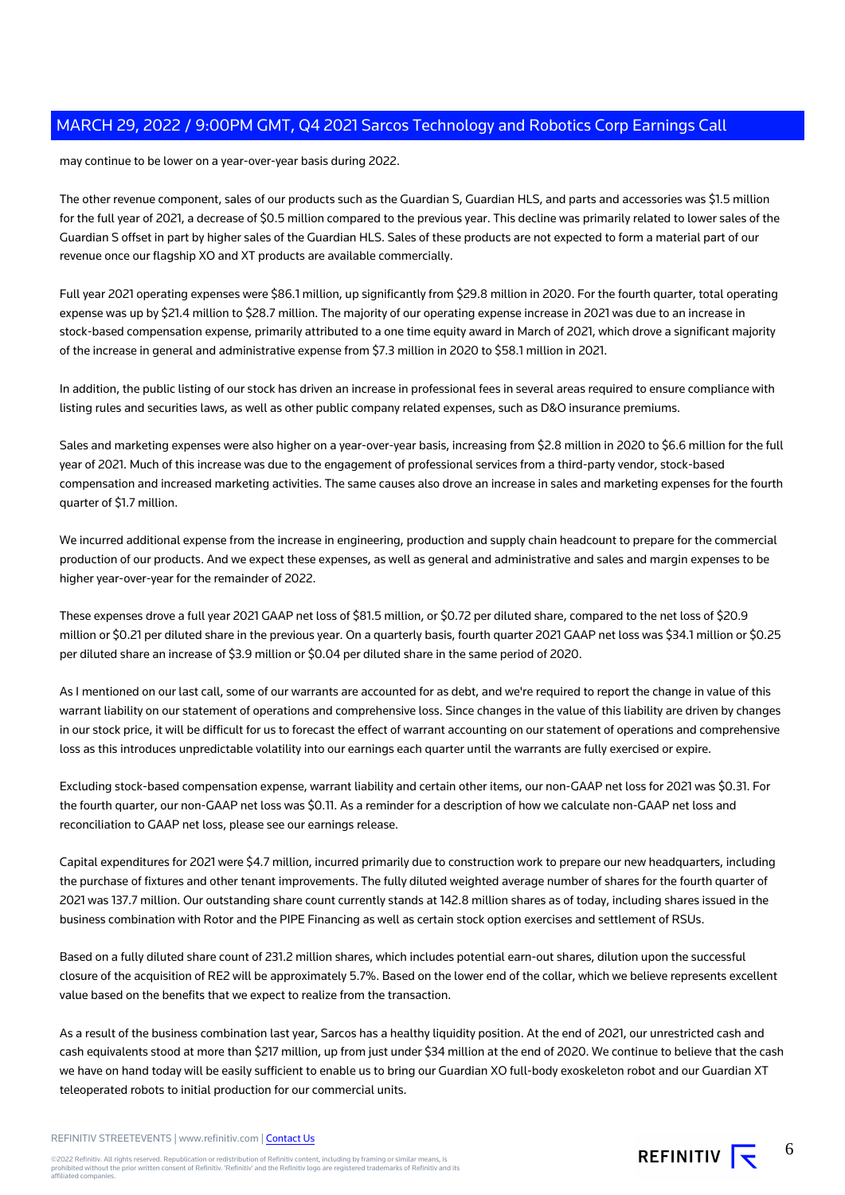may continue to be lower on a year-over-year basis during 2022.

The other revenue component, sales of our products such as the Guardian S, Guardian HLS, and parts and accessories was $1.5 million for the full year of 2021, a decrease of $0.5 million compared to the previous year. This decline was primarily related to lower sales of the Guardian S offset in part by higher sales of the Guardian HLS. Sales of these products are not expected to form a material part of our revenue once our flagship XO and XT products are available commercially.

Full year 2021 operating expenses were $86.1 million, up significantly from $29.8 million in 2020. For the fourth quarter, total operating expense was up by $21.4 million to $28.7 million. The majority of our operating expense increase in 2021 was due to an increase in stock-based compensation expense, primarily attributed to a one time equity award in March of 2021, which drove a significant majority of the increase in general and administrative expense from $7.3 million in 2020 to $58.1 million in 2021.

In addition, the public listing of our stock has driven an increase in professional fees in several areas required to ensure compliance with listing rules and securities laws, as well as other public company related expenses, such as D&O insurance premiums.

Sales and marketing expenses were also higher on a year-over-year basis, increasing from $2.8 million in 2020 to $6.6 million for the full year of 2021. Much of this increase was due to the engagement of professional services from a third-party vendor, stock-based compensation and increased marketing activities. The same causes also drove an increase in sales and marketing expenses for the fourth quarter of $1.7 million.

We incurred additional expense from the increase in engineering, production and supply chain headcount to prepare for the commercial production of our products. And we expect these expenses, as well as general and administrative and sales and margin expenses to be higher year-over-year for the remainder of 2022.

These expenses drove a full year 2021 GAAP net loss of $81.5 million, or $0.72 per diluted share, compared to the net loss of $20.9 million or $0.21 per diluted share in the previous year. On a quarterly basis, fourth quarter 2021 GAAP net loss was $34.1 million or $0.25 per diluted share an increase of $3.9 million or $0.04 per diluted share in the same period of 2020.

As I mentioned on our last call, some of our warrants are accounted for as debt, and we're required to report the change in value of this warrant liability on our statement of operations and comprehensive loss. Since changes in the value of this liability are driven by changes in our stock price, it will be difficult for us to forecast the effect of warrant accounting on our statement of operations and comprehensive loss as this introduces unpredictable volatility into our earnings each quarter until the warrants are fully exercised or expire.

Excluding stock-based compensation expense, warrant liability and certain other items, our non-GAAP net loss for 2021 was $0.31. For the fourth quarter, our non-GAAP net loss was $0.11. As a reminder for a description of how we calculate non-GAAP net loss and reconciliation to GAAP net loss, please see our earnings release.

Capital expenditures for 2021 were $4.7 million, incurred primarily due to construction work to prepare our new headquarters, including the purchase of fixtures and other tenant improvements. The fully diluted weighted average number of shares for the fourth quarter of 2021 was 137.7 million. Our outstanding share count currently stands at 142.8 million shares as of today, including shares issued in the business combination with Rotor and the PIPE Financing as well as certain stock option exercises and settlement of RSUs.

Based on a fully diluted share count of 231.2 million shares, which includes potential earn-out shares, dilution upon the successful closure of the acquisition of RE2 will be approximately 5.7%. Based on the lower end of the collar, which we believe represents excellent value based on the benefits that we expect to realize from the transaction.

As a result of the business combination last year, Sarcos has a healthy liquidity position. At the end of 2021, our unrestricted cash and cash equivalents stood at more than $217 million, up from just under $34 million at the end of 2020. We continue to believe that the cash we have on hand today will be easily sufficient to enable us to bring our Guardian XO full-body exoskeleton robot and our Guardian XT teleoperated robots to initial production for our commercial units.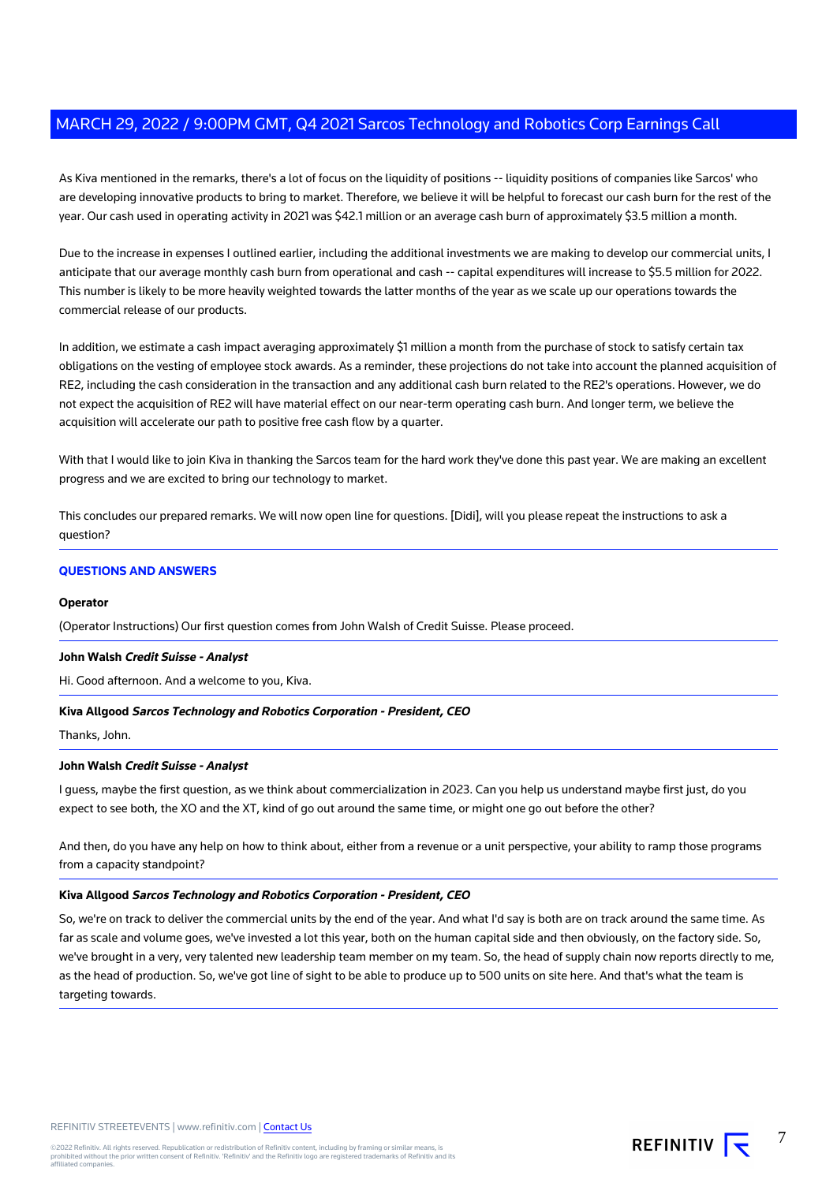As Kiva mentioned in the remarks, there's a lot of focus on the liquidity of positions -- liquidity positions of companies like Sarcos' who are developing innovative products to bring to market. Therefore, we believe it will be helpful to forecast our cash burn for the rest of the year. Our cash used in operating activity in 2021 was $42.1 million or an average cash burn of approximately $3.5 million a month.

Due to the increase in expenses I outlined earlier, including the additional investments we are making to develop our commercial units, I anticipate that our average monthly cash burn from operational and cash -- capital expenditures will increase to $5.5 million for 2022. This number is likely to be more heavily weighted towards the latter months of the year as we scale up our operations towards the commercial release of our products.

In addition, we estimate a cash impact averaging approximately $1 million a month from the purchase of stock to satisfy certain tax obligations on the vesting of employee stock awards. As a reminder, these projections do not take into account the planned acquisition of RE2, including the cash consideration in the transaction and any additional cash burn related to the RE2's operations. However, we do not expect the acquisition of RE2 will have material effect on our near-term operating cash burn. And longer term, we believe the acquisition will accelerate our path to positive free cash flow by a quarter.

With that I would like to join Kiva in thanking the Sarcos team for the hard work they've done this past year. We are making an excellent progress and we are excited to bring our technology to market.

This concludes our prepared remarks. We will now open line for questions. [Didi], will you please repeat the instructions to ask a question?

## QUESTIONS AND ANSWERS

**Operator**

(Operator Instructions) Our first question comes from John Walsh of Credit Suisse. Please proceed.

**John Walsh** ***Credit Suisse - Analyst***

Hi. Good afternoon. And a welcome to you, Kiva.

**Kiva Allgood** ***Sarcos Technology and Robotics Corporation - President, CEO***

Thanks, John.

**John Walsh** ***Credit Suisse - Analyst***

I guess, maybe the first question, as we think about commercialization in 2023. Can you help us understand maybe first just, do you expect to see both, the XO and the XT, kind of go out around the same time, or might one go out before the other?

And then, do you have any help on how to think about, either from a revenue or a unit perspective, your ability to ramp those programs from a capacity standpoint?

**Kiva Allgood** ***Sarcos Technology and Robotics Corporation - President, CEO***

So, we're on track to deliver the commercial units by the end of the year. And what I'd say is both are on track around the same time. As far as scale and volume goes, we've invested a lot this year, both on the human capital side and then obviously, on the factory side. So, we've brought in a very, very talented new leadership team member on my team. So, the head of supply chain now reports directly to me, as the head of production. So, we've got line of sight to be able to produce up to 500 units on site here. And that's what the team is targeting towards.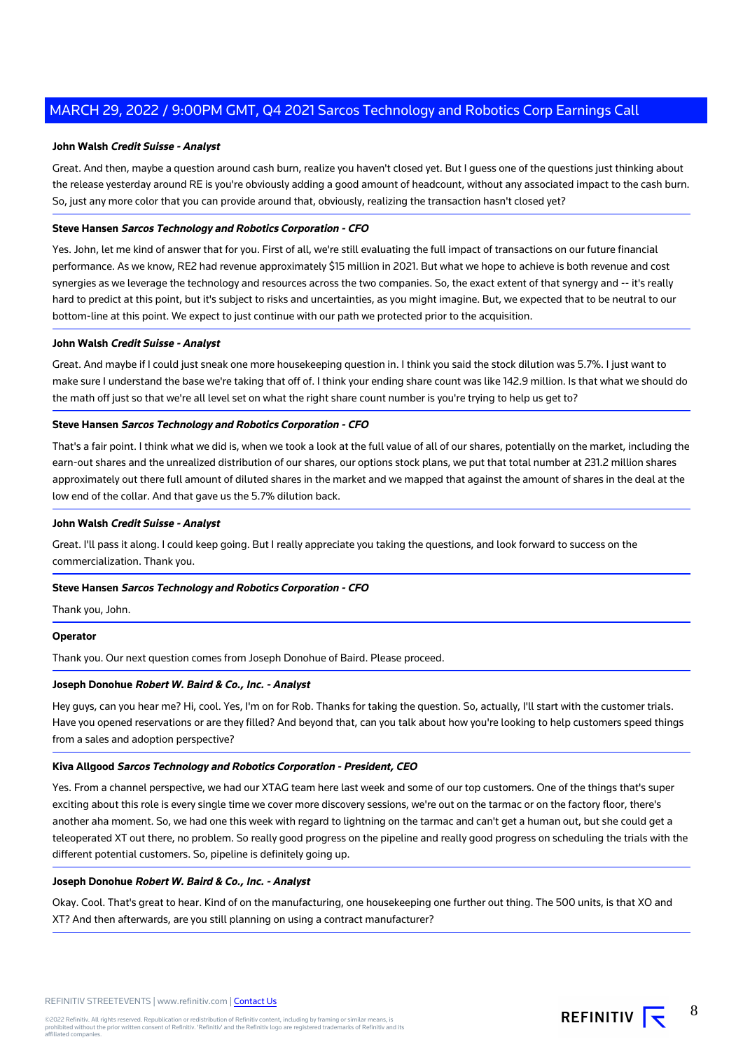**John Walsh** ***Credit Suisse - Analyst***

Great. And then, maybe a question around cash burn, realize you haven't closed yet. But I guess one of the questions just thinking about the release yesterday around RE is you're obviously adding a good amount of headcount, without any associated impact to the cash burn. So, just any more color that you can provide around that, obviously, realizing the transaction hasn't closed yet?

**Steve Hansen** ***Sarcos Technology and Robotics Corporation - CFO***

Yes. John, let me kind of answer that for you. First of all, we're still evaluating the full impact of transactions on our future financial performance. As we know, RE2 had revenue approximately $15 million in 2021. But what we hope to achieve is both revenue and cost synergies as we leverage the technology and resources across the two companies. So, the exact extent of that synergy and -- it's really hard to predict at this point, but it's subject to risks and uncertainties, as you might imagine. But, we expected that to be neutral to our bottom-line at this point. We expect to just continue with our path we protected prior to the acquisition.

**John Walsh** ***Credit Suisse - Analyst***

Great. And maybe if I could just sneak one more housekeeping question in. I think you said the stock dilution was 5.7%. I just want to make sure I understand the base we're taking that off of. I think your ending share count was like 142.9 million. Is that what we should do the math off just so that we're all level set on what the right share count number is you're trying to help us get to?

**Steve Hansen** ***Sarcos Technology and Robotics Corporation - CFO***

That's a fair point. I think what we did is, when we took a look at the full value of all of our shares, potentially on the market, including the earn-out shares and the unrealized distribution of our shares, our options stock plans, we put that total number at 231.2 million shares approximately out there full amount of diluted shares in the market and we mapped that against the amount of shares in the deal at the low end of the collar. And that gave us the 5.7% dilution back.

**John Walsh** ***Credit Suisse - Analyst***

Great. I'll pass it along. I could keep going. But I really appreciate you taking the questions, and look forward to success on the commercialization. Thank you.

**Steve Hansen** ***Sarcos Technology and Robotics Corporation - CFO***

Thank you, John.

**Operator**

Thank you. Our next question comes from Joseph Donohue of Baird. Please proceed.

**Joseph Donohue** ***Robert W. Baird & Co., Inc. - Analyst***

Hey guys, can you hear me? Hi, cool. Yes, I'm on for Rob. Thanks for taking the question. So, actually, I'll start with the customer trials. Have you opened reservations or are they filled? And beyond that, can you talk about how you're looking to help customers speed things from a sales and adoption perspective?

**Kiva Allgood** ***Sarcos Technology and Robotics Corporation - President, CEO***

Yes. From a channel perspective, we had our XTAG team here last week and some of our top customers. One of the things that's super exciting about this role is every single time we cover more discovery sessions, we're out on the tarmac or on the factory floor, there's another aha moment. So, we had one this week with regard to lightning on the tarmac and can't get a human out, but she could get a teleoperated XT out there, no problem. So really good progress on the pipeline and really good progress on scheduling the trials with the different potential customers. So, pipeline is definitely going up.

**Joseph Donohue** ***Robert W. Baird & Co., Inc. - Analyst***

Okay. Cool. That's great to hear. Kind of on the manufacturing, one housekeeping one further out thing. The 500 units, is that XO and XT? And then afterwards, are you still planning on using a contract manufacturer?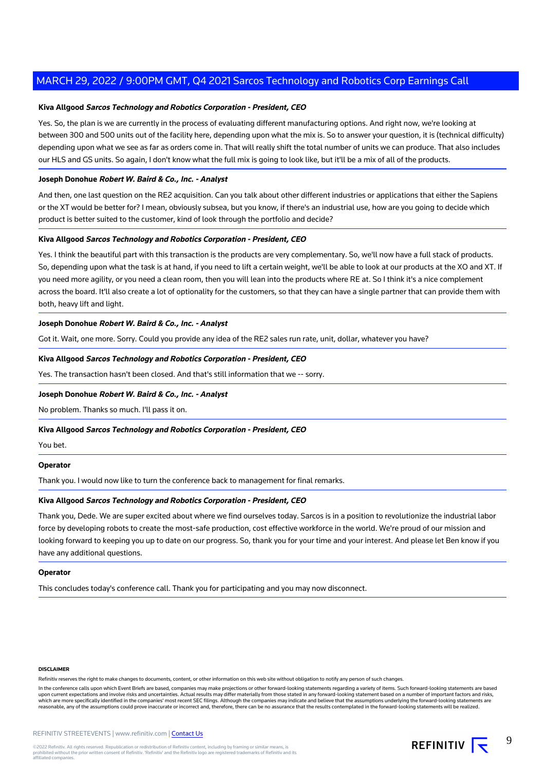**Kiva Allgood** ***Sarcos Technology and Robotics Corporation - President, CEO***

Yes. So, the plan is we are currently in the process of evaluating different manufacturing options. And right now, we're looking at between 300 and 500 units out of the facility here, depending upon what the mix is. So to answer your question, it is (technical difficulty) depending upon what we see as far as orders come in. That will really shift the total number of units we can produce. That also includes our HLS and GS units. So again, I don't know what the full mix is going to look like, but it'll be a mix of all of the products.

**Joseph Donohue** ***Robert W. Baird & Co., Inc. - Analyst***

And then, one last question on the RE2 acquisition. Can you talk about other different industries or applications that either the Sapiens or the XT would be better for? I mean, obviously subsea, but you know, if there's an industrial use, how are you going to decide which product is better suited to the customer, kind of look through the portfolio and decide?

**Kiva Allgood** ***Sarcos Technology and Robotics Corporation - President, CEO***

Yes. I think the beautiful part with this transaction is the products are very complementary. So, we'll now have a full stack of products. So, depending upon what the task is at hand, if you need to lift a certain weight, we'll be able to look at our products at the XO and XT. If you need more agility, or you need a clean room, then you will lean into the products where RE at. So I think it's a nice complement across the board. It'll also create a lot of optionality for the customers, so that they can have a single partner that can provide them with both, heavy lift and light.

**Joseph Donohue** ***Robert W. Baird & Co., Inc. - Analyst***

Got it. Wait, one more. Sorry. Could you provide any idea of the RE2 sales run rate, unit, dollar, whatever you have?

**Kiva Allgood** ***Sarcos Technology and Robotics Corporation - President, CEO***

Yes. The transaction hasn't been closed. And that's still information that we -- sorry.

**Joseph Donohue** ***Robert W. Baird & Co., Inc. - Analyst***

No problem. Thanks so much. I'll pass it on.

**Kiva Allgood** ***Sarcos Technology and Robotics Corporation - President, CEO***

You bet.

**Operator**

Thank you. I would now like to turn the conference back to management for final remarks.

**Kiva Allgood** ***Sarcos Technology and Robotics Corporation - President, CEO***

Thank you, Dede. We are super excited about where we find ourselves today. Sarcos is in a position to revolutionize the industrial labor force by developing robots to create the most-safe production, cost effective workforce in the world. We're proud of our mission and looking forward to keeping you up to date on our progress. So, thank you for your time and your interest. And please let Ben know if you have any additional questions.

**Operator**

This concludes today's conference call. Thank you for participating and you may now disconnect.

**DISCLAIMER**

Refinitiv reserves the right to make changes to documents, content, or other information on this web site without obligation to notify any person of such changes.

In the conference calls upon which Event Briefs are based, companies may make projections or other forward-looking statements regarding a variety of items. Such forward-looking statements are based upon current expectations and involve risks and uncertainties. Actual results may differ materially from those stated in any forward-looking statement based on a number of important factors and risks, which are more specifically identified in the companies' most recent SEC filings. Although the companies may indicate and believe that the assumptions underlying the forward-looking statements are reasonable, any of the assumptions could prove inaccurate or incorrect and, therefore, there can be no assurance that the results contemplated in the forward-looking statements will be realized.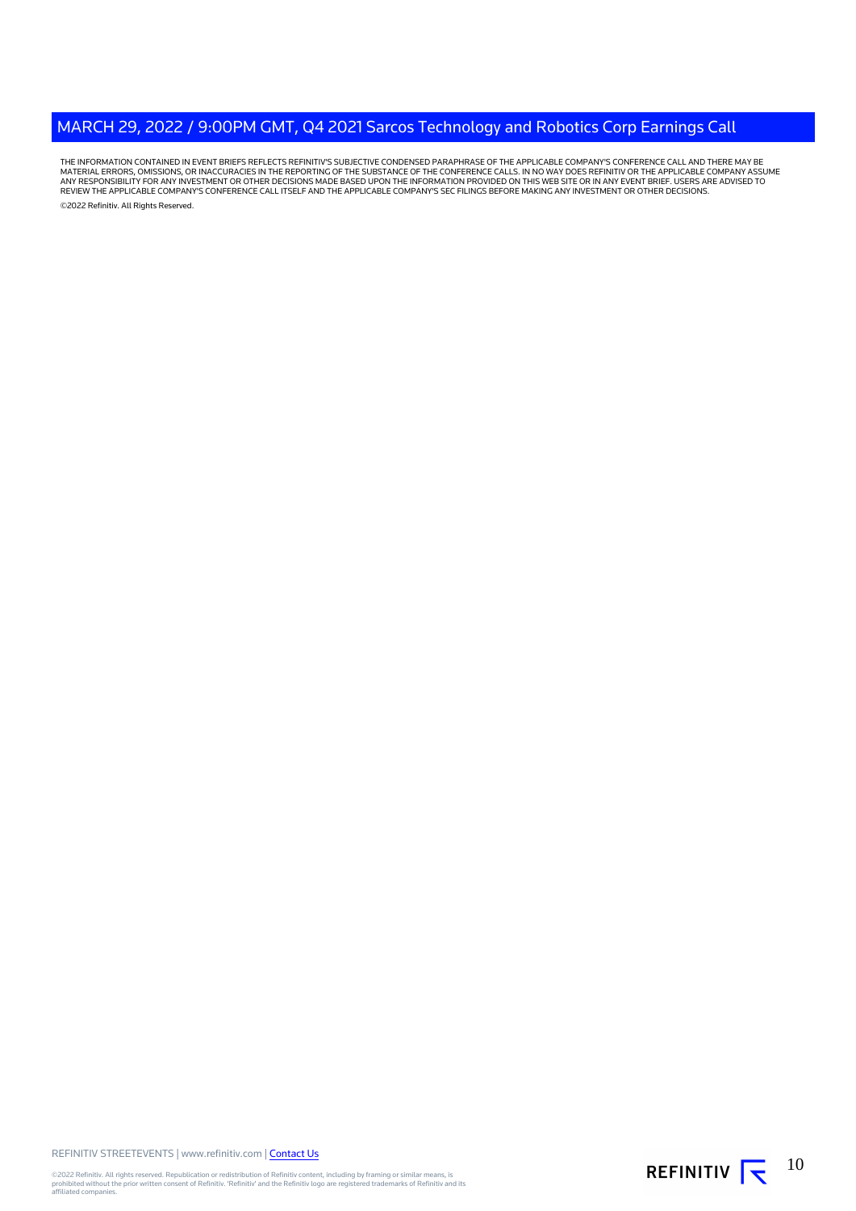THE INFORMATION CONTAINED IN EVENT BRIEFS REFLECTS REFINITIV'S SUBJECTIVE CONDENSED PARAPHRASE OF THE APPLICABLE COMPANY'S CONFERENCE CALL AND THERE MAY BE MATERIAL ERRORS, OMISSIONS, OR INACCURACIES IN THE REPORTING OF THE SUBSTANCE OF THE CONFERENCE CALLS. IN NO WAY DOES REFINITIV OR THE APPLICABLE COMPANY ASSUME ANY RESPONSIBILITY FOR ANY INVESTMENT OR OTHER DECISIONS MADE BASED UPON THE INFORMATION PROVIDED ON THIS WEB SITE OR IN ANY EVENT BRIEF. USERS ARE ADVISED TO REVIEW THE APPLICABLE COMPANY'S CONFERENCE CALL ITSELF AND THE APPLICABLE COMPANY'S SEC FILINGS BEFORE MAKING ANY INVESTMENT OR OTHER DECISIONS.

©2022 Refinitiv. All Rights Reserved.